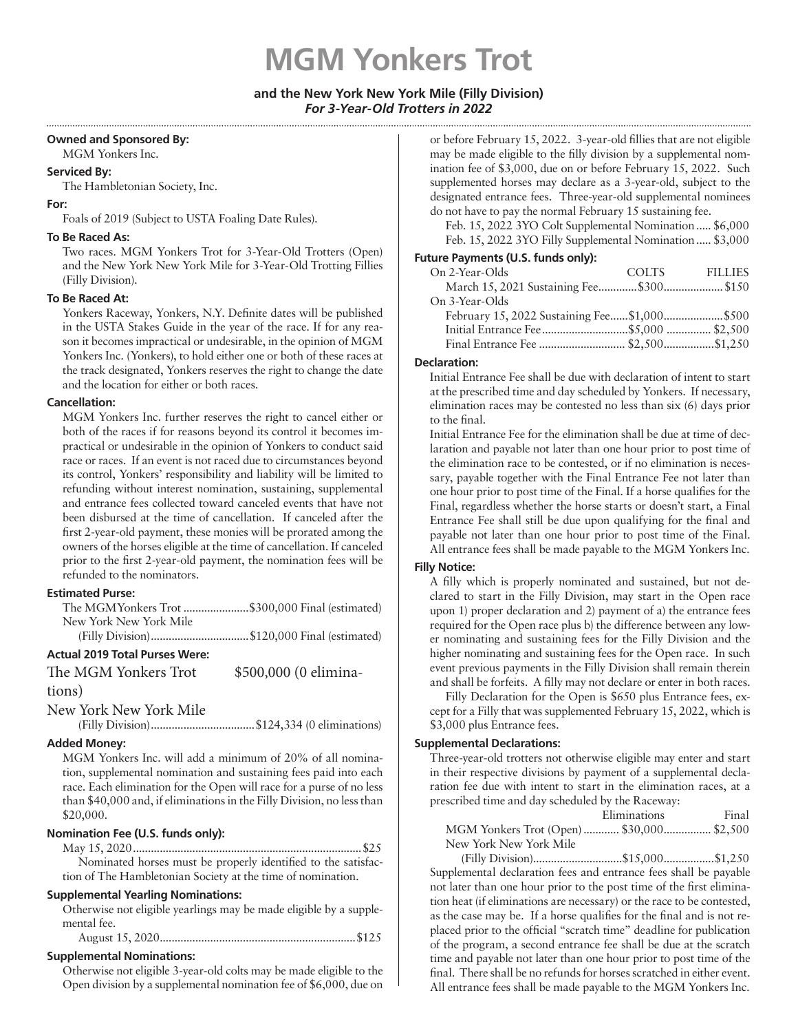# MGM Yonkers Trot

**and the New York New York Mile (Filly Division)**
***For 3-Year-Old Trotters in 2022***

**Owned and Sponsored By:**
MGM Yonkers Inc.

**Serviced By:**
The Hambletonian Society, Inc.

**For:**
Foals of 2019 (Subject to USTA Foaling Date Rules).

**To Be Raced As:**
Two races. MGM Yonkers Trot for 3-Year-Old Trotters (Open) and the New York New York Mile for 3-Year-Old Trotting Fillies (Filly Division).

**To Be Raced At:**
Yonkers Raceway, Yonkers, N.Y. Definite dates will be published in the USTA Stakes Guide in the year of the race. If for any reason it becomes impractical or undesirable, in the opinion of MGM Yonkers Inc. (Yonkers), to hold either one or both of these races at the track designated, Yonkers reserves the right to change the date and the location for either or both races.

**Cancellation:**
MGM Yonkers Inc. further reserves the right to cancel either or both of the races if for reasons beyond its control it becomes impractical or undesirable in the opinion of Yonkers to conduct said race or races. If an event is not raced due to circumstances beyond its control, Yonkers' responsibility and liability will be limited to refunding without interest nomination, sustaining, supplemental and entrance fees collected toward canceled events that have not been disbursed at the time of cancellation. If canceled after the first 2-year-old payment, these monies will be prorated among the owners of the horses eligible at the time of cancellation. If canceled prior to the first 2-year-old payment, the nomination fees will be refunded to the nominators.

**Estimated Purse:**

| | |
|---|---|
| The MGMYonkers Trot | $300,000 Final (estimated) |
| New York New York Mile (Filly Division) | $120,000 Final (estimated) |

**Actual 2019 Total Purses Were:**

| | |
|---|---|
| The MGM Yonkers Trot | $500,000 (0 eliminations) |
| New York New York Mile (Filly Division) | $124,334 (0 eliminations) |

**Added Money:**
MGM Yonkers Inc. will add a minimum of 20% of all nomination, supplemental nomination and sustaining fees paid into each race. Each elimination for the Open will race for a purse of no less than $40,000 and, if eliminations in the Filly Division, no less than $20,000.

**Nomination Fee (U.S. funds only):**
May 15, 2020 ........ $25
Nominated horses must be properly identified to the satisfaction of The Hambletonian Society at the time of nomination.

**Supplemental Yearling Nominations:**
Otherwise not eligible yearlings may be made eligible by a supplemental fee.
August 15, 2020 ........ $125

**Supplemental Nominations:**
Otherwise not eligible 3-year-old colts may be made eligible to the Open division by a supplemental nomination fee of $6,000, due on or before February 15, 2022. 3-year-old fillies that are not eligible may be made eligible to the filly division by a supplemental nomination fee of $3,000, due on or before February 15, 2022. Such supplemented horses may declare as a 3-year-old, subject to the designated entrance fees. Three-year-old supplemental nominees do not have to pay the normal February 15 sustaining fee.
Feb. 15, 2022 3YO Colt Supplemental Nomination ..... $6,000
Feb. 15, 2022 3YO Filly Supplemental Nomination ..... $3,000

**Future Payments (U.S. funds only):**

| | COLTS | FILLIES |
|---|---|---|
| On 2-Year-Olds | | |
| March 15, 2021 Sustaining Fee | $300 | $150 |
| On 3-Year-Olds | | |
| February 15, 2022 Sustaining Fee | $1,000 | $500 |
| Initial Entrance Fee | $5,000 | $2,500 |
| Final Entrance Fee | $2,500 | $1,250 |

**Declaration:**
Initial Entrance Fee shall be due with declaration of intent to start at the prescribed time and day scheduled by Yonkers. If necessary, elimination races may be contested no less than six (6) days prior to the final.

Initial Entrance Fee for the elimination shall be due at time of declaration and payable not later than one hour prior to post time of the elimination race to be contested, or if no elimination is necessary, payable together with the Final Entrance Fee not later than one hour prior to post time of the Final. If a horse qualifies for the Final, regardless whether the horse starts or doesn't start, a Final Entrance Fee shall still be due upon qualifying for the final and payable not later than one hour prior to post time of the Final. All entrance fees shall be made payable to the MGM Yonkers Inc.

**Filly Notice:**
A filly which is properly nominated and sustained, but not declared to start in the Filly Division, may start in the Open race upon 1) proper declaration and 2) payment of a) the entrance fees required for the Open race plus b) the difference between any lower nominating and sustaining fees for the Filly Division and the higher nominating and sustaining fees for the Open race. In such event previous payments in the Filly Division shall remain therein and shall be forfeits. A filly may not declare or enter in both races.

Filly Declaration for the Open is $650 plus Entrance fees, except for a Filly that was supplemented February 15, 2022, which is $3,000 plus Entrance fees.

**Supplemental Declarations:**
Three-year-old trotters not otherwise eligible may enter and start in their respective divisions by payment of a supplemental declaration fee due with intent to start in the elimination races, at a prescribed time and day scheduled by the Raceway:

| | Eliminations | Final |
|---|---|---|
| MGM Yonkers Trot (Open) | $30,000 | $2,500 |
| New York New York Mile (Filly Division) | $15,000 | $1,250 |

Supplemental declaration fees and entrance fees shall be payable not later than one hour prior to the post time of the first elimination heat (if eliminations are necessary) or the race to be contested, as the case may be. If a horse qualifies for the final and is not replaced prior to the official "scratch time" deadline for publication of the program, a second entrance fee shall be due at the scratch time and payable not later than one hour prior to post time of the final. There shall be no refunds for horses scratched in either event. All entrance fees shall be made payable to the MGM Yonkers Inc.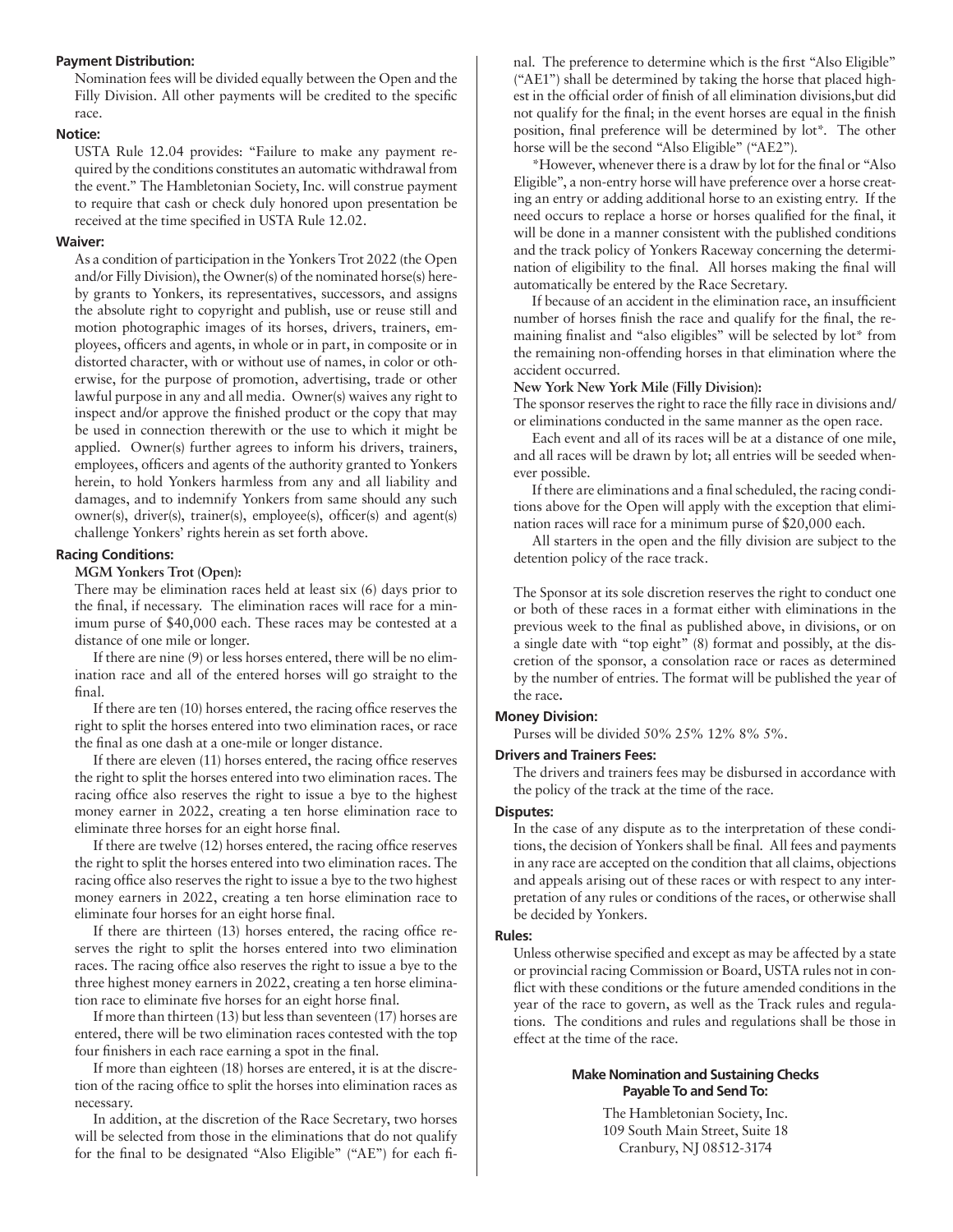**Payment Distribution:**

Nomination fees will be divided equally between the Open and the Filly Division. All other payments will be credited to the specific race.

**Notice:**

USTA Rule 12.04 provides: "Failure to make any payment required by the conditions constitutes an automatic withdrawal from the event." The Hambletonian Society, Inc. will construe payment to require that cash or check duly honored upon presentation be received at the time specified in USTA Rule 12.02.

**Waiver:**

As a condition of participation in the Yonkers Trot 2022 (the Open and/or Filly Division), the Owner(s) of the nominated horse(s) hereby grants to Yonkers, its representatives, successors, and assigns the absolute right to copyright and publish, use or reuse still and motion photographic images of its horses, drivers, trainers, employees, officers and agents, in whole or in part, in composite or in distorted character, with or without use of names, in color or otherwise, for the purpose of promotion, advertising, trade or other lawful purpose in any and all media. Owner(s) waives any right to inspect and/or approve the finished product or the copy that may be used in connection therewith or the use to which it might be applied. Owner(s) further agrees to inform his drivers, trainers, employees, officers and agents of the authority granted to Yonkers herein, to hold Yonkers harmless from any and all liability and damages, and to indemnify Yonkers from same should any such owner(s), driver(s), trainer(s), employee(s), officer(s) and agent(s) challenge Yonkers' rights herein as set forth above.

**Racing Conditions:**

**MGM Yonkers Trot (Open):**

There may be elimination races held at least six (6) days prior to the final, if necessary. The elimination races will race for a minimum purse of $40,000 each. These races may be contested at a distance of one mile or longer.

If there are nine (9) or less horses entered, there will be no elimination race and all of the entered horses will go straight to the final.

If there are ten (10) horses entered, the racing office reserves the right to split the horses entered into two elimination races, or race the final as one dash at a one-mile or longer distance.

If there are eleven (11) horses entered, the racing office reserves the right to split the horses entered into two elimination races. The racing office also reserves the right to issue a bye to the highest money earner in 2022, creating a ten horse elimination race to eliminate three horses for an eight horse final.

If there are twelve (12) horses entered, the racing office reserves the right to split the horses entered into two elimination races. The racing office also reserves the right to issue a bye to the two highest money earners in 2022, creating a ten horse elimination race to eliminate four horses for an eight horse final.

If there are thirteen (13) horses entered, the racing office reserves the right to split the horses entered into two elimination races. The racing office also reserves the right to issue a bye to the three highest money earners in 2022, creating a ten horse elimination race to eliminate five horses for an eight horse final.

If more than thirteen (13) but less than seventeen (17) horses are entered, there will be two elimination races contested with the top four finishers in each race earning a spot in the final.

If more than eighteen (18) horses are entered, it is at the discretion of the racing office to split the horses into elimination races as necessary.

In addition, at the discretion of the Race Secretary, two horses will be selected from those in the eliminations that do not qualify for the final to be designated "Also Eligible" ("AE") for each final. The preference to determine which is the first "Also Eligible" ("AE1") shall be determined by taking the horse that placed highest in the official order of finish of all elimination divisions,but did not qualify for the final; in the event horses are equal in the finish position, final preference will be determined by lot*. The other horse will be the second "Also Eligible" ("AE2").

*However, whenever there is a draw by lot for the final or "Also Eligible", a non-entry horse will have preference over a horse creating an entry or adding additional horse to an existing entry. If the need occurs to replace a horse or horses qualified for the final, it will be done in a manner consistent with the published conditions and the track policy of Yonkers Raceway concerning the determination of eligibility to the final. All horses making the final will automatically be entered by the Race Secretary.

If because of an accident in the elimination race, an insufficient number of horses finish the race and qualify for the final, the remaining finalist and "also eligibles" will be selected by lot* from the remaining non-offending horses in that elimination where the accident occurred.

**New York New York Mile (Filly Division):**

The sponsor reserves the right to race the filly race in divisions and/or eliminations conducted in the same manner as the open race.

Each event and all of its races will be at a distance of one mile, and all races will be drawn by lot; all entries will be seeded whenever possible.

If there are eliminations and a final scheduled, the racing conditions above for the Open will apply with the exception that elimination races will race for a minimum purse of $20,000 each.

All starters in the open and the filly division are subject to the detention policy of the race track.

The Sponsor at its sole discretion reserves the right to conduct one or both of these races in a format either with eliminations in the previous week to the final as published above, in divisions, or on a single date with "top eight" (8) format and possibly, at the discretion of the sponsor, a consolation race or races as determined by the number of entries. The format will be published the year of the race.

**Money Division:**

Purses will be divided 50% 25% 12% 8% 5%.

**Drivers and Trainers Fees:**

The drivers and trainers fees may be disbursed in accordance with the policy of the track at the time of the race.

**Disputes:**

In the case of any dispute as to the interpretation of these conditions, the decision of Yonkers shall be final. All fees and payments in any race are accepted on the condition that all claims, objections and appeals arising out of these races or with respect to any interpretation of any rules or conditions of the races, or otherwise shall be decided by Yonkers.

**Rules:**

Unless otherwise specified and except as may be affected by a state or provincial racing Commission or Board, USTA rules not in conflict with these conditions or the future amended conditions in the year of the race to govern, as well as the Track rules and regulations. The conditions and rules and regulations shall be those in effect at the time of the race.

**Make Nomination and Sustaining Checks Payable To and Send To:**

The Hambletonian Society, Inc.
109 South Main Street, Suite 18
Cranbury, NJ 08512-3174